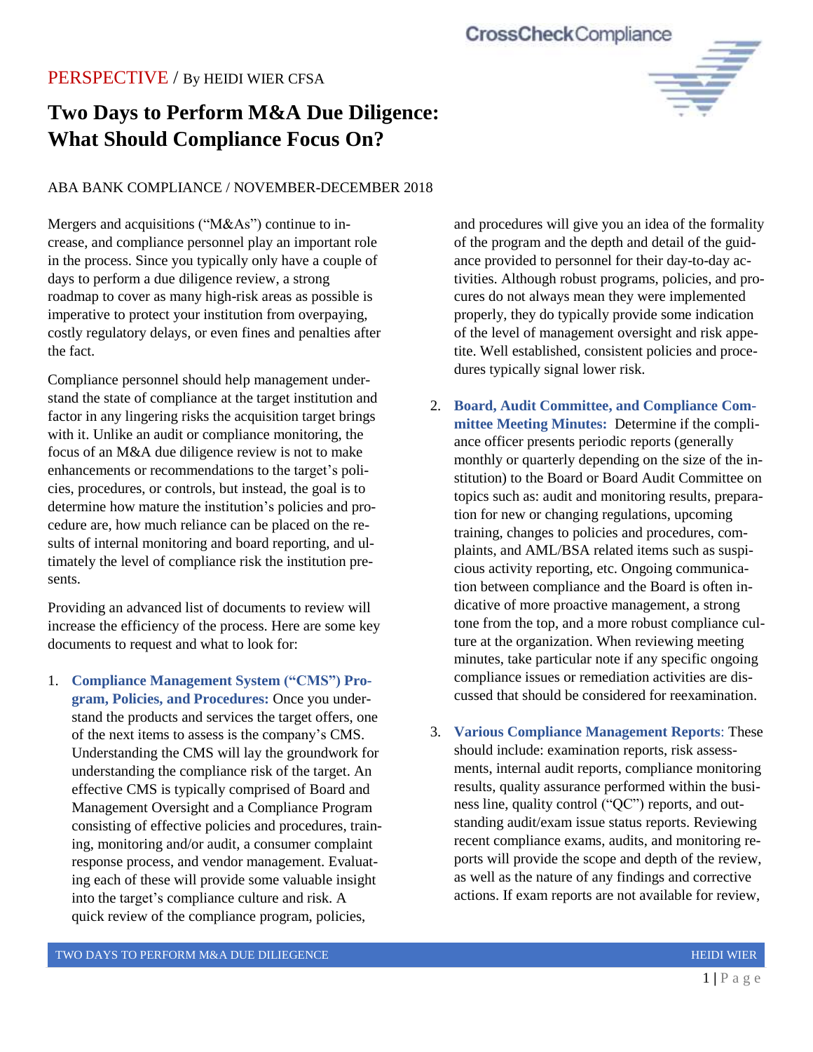PERSPECTIVE / By HEIDI WIER CFSA

# Two Days to Perform M&A Due Diligence: What Should Compliance Focus On?

ABA BANK COMPLIANCE / NOVEMBER-DECEMBER 2018

Mergers and acquisitions ("M&As") continue to increase, and compliance personnel play an important role in the process. Since you typically only have a couple of days to perform a due diligence review, a strong roadmap to cover as many high-risk areas as possible is imperative to protect your institution from overpaying, costly regulatory delays, or even fines and penalties after the fact.

Compliance personnel should help management understand the state of compliance at the target institution and factor in any lingering risks the acquisition target brings with it. Unlike an audit or compliance monitoring, the focus of an M&A due diligence review is not to make enhancements or recommendations to the target's policies, procedures, or controls, but instead, the goal is to determine how mature the institution's policies and procedure are, how much reliance can be placed on the results of internal monitoring and board reporting, and ultimately the level of compliance risk the institution presents.

Providing an advanced list of documents to review will increase the efficiency of the process. Here are some key documents to request and what to look for:

1. **Compliance Management System ("CMS") Program, Policies, and Procedures:** Once you understand the products and services the target offers, one of the next items to assess is the company's CMS. Understanding the CMS will lay the groundwork for understanding the compliance risk of the target. An effective CMS is typically comprised of Board and Management Oversight and a Compliance Program consisting of effective policies and procedures, training, monitoring and/or audit, a consumer complaint response process, and vendor management. Evaluating each of these will provide some valuable insight into the target's compliance culture and risk. A quick review of the compliance program, policies, and procedures will give you an idea of the formality of the program and the depth and detail of the guidance provided to personnel for their day-to-day activities. Although robust programs, policies, and procures do not always mean they were implemented properly, they do typically provide some indication of the level of management oversight and risk appetite. Well established, consistent policies and procedures typically signal lower risk.

2. **Board, Audit Committee, and Compliance Committee Meeting Minutes:** Determine if the compliance officer presents periodic reports (generally monthly or quarterly depending on the size of the institution) to the Board or Board Audit Committee on topics such as: audit and monitoring results, preparation for new or changing regulations, upcoming training, changes to policies and procedures, complaints, and AML/BSA related items such as suspicious activity reporting, etc. Ongoing communication between compliance and the Board is often indicative of more proactive management, a strong tone from the top, and a more robust compliance culture at the organization. When reviewing meeting minutes, take particular note if any specific ongoing compliance issues or remediation activities are discussed that should be considered for reexamination.

3. **Various Compliance Management Reports**: These should include: examination reports, risk assessments, internal audit reports, compliance monitoring results, quality assurance performed within the business line, quality control ("QC") reports, and outstanding audit/exam issue status reports. Reviewing recent compliance exams, audits, and monitoring reports will provide the scope and depth of the review, as well as the nature of any findings and corrective actions. If exam reports are not available for review,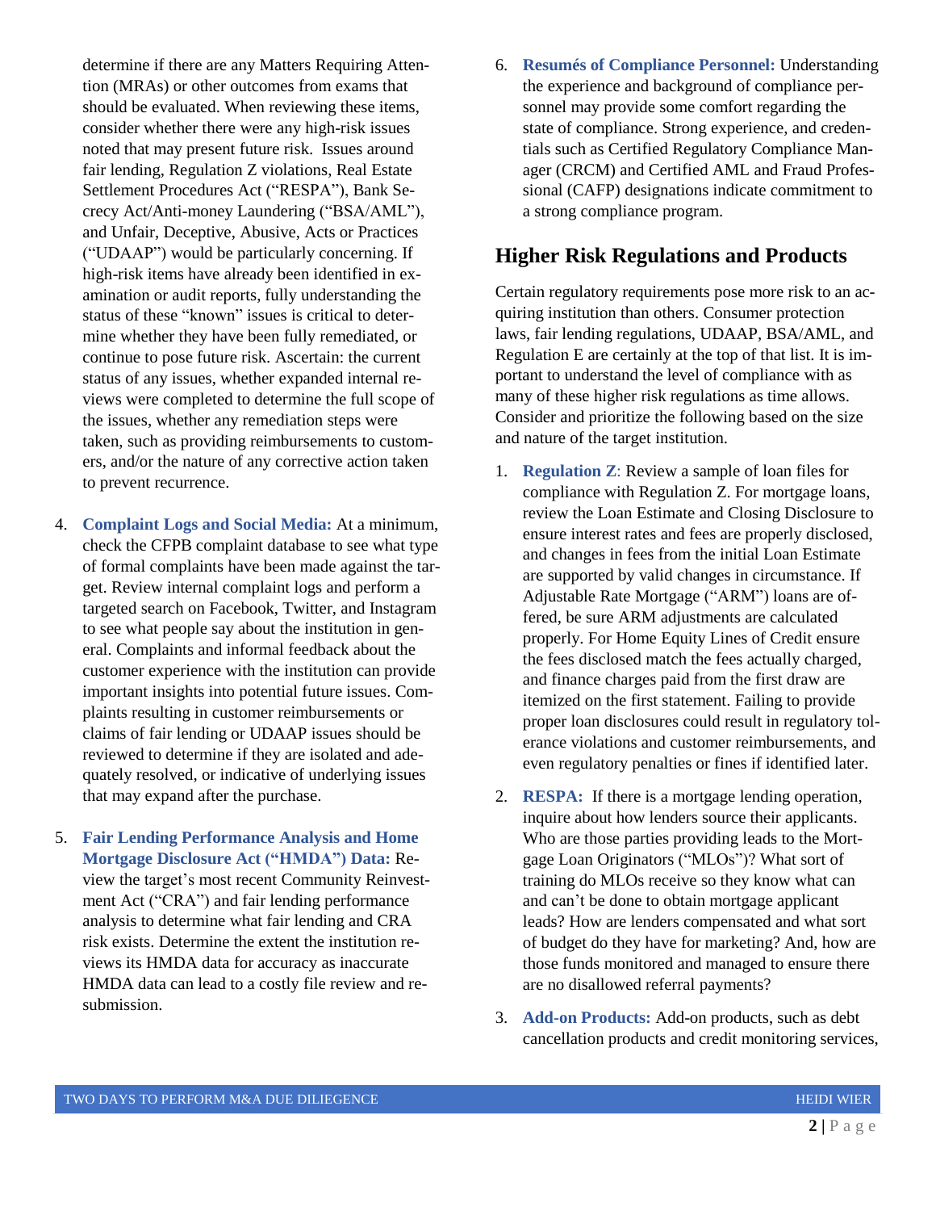determine if there are any Matters Requiring Attention (MRAs) or other outcomes from exams that should be evaluated. When reviewing these items, consider whether there were any high-risk issues noted that may present future risk. Issues around fair lending, Regulation Z violations, Real Estate Settlement Procedures Act ("RESPA"), Bank Secrecy Act/Anti-money Laundering ("BSA/AML"), and Unfair, Deceptive, Abusive, Acts or Practices ("UDAAP") would be particularly concerning. If high-risk items have already been identified in examination or audit reports, fully understanding the status of these "known" issues is critical to determine whether they have been fully remediated, or continue to pose future risk. Ascertain: the current status of any issues, whether expanded internal reviews were completed to determine the full scope of the issues, whether any remediation steps were taken, such as providing reimbursements to customers, and/or the nature of any corrective action taken to prevent recurrence.

4. **Complaint Logs and Social Media:** At a minimum, check the CFPB complaint database to see what type of formal complaints have been made against the target. Review internal complaint logs and perform a targeted search on Facebook, Twitter, and Instagram to see what people say about the institution in general. Complaints and informal feedback about the customer experience with the institution can provide important insights into potential future issues. Complaints resulting in customer reimbursements or claims of fair lending or UDAAP issues should be reviewed to determine if they are isolated and adequately resolved, or indicative of underlying issues that may expand after the purchase.

5. **Fair Lending Performance Analysis and Home Mortgage Disclosure Act ("HMDA") Data:** Review the target's most recent Community Reinvestment Act ("CRA") and fair lending performance analysis to determine what fair lending and CRA risk exists. Determine the extent the institution reviews its HMDA data for accuracy as inaccurate HMDA data can lead to a costly file review and resubmission.

6. **Resumés of Compliance Personnel:** Understanding the experience and background of compliance personnel may provide some comfort regarding the state of compliance. Strong experience, and credentials such as Certified Regulatory Compliance Manager (CRCM) and Certified AML and Fraud Professional (CAFP) designations indicate commitment to a strong compliance program.

## Higher Risk Regulations and Products

Certain regulatory requirements pose more risk to an acquiring institution than others. Consumer protection laws, fair lending regulations, UDAAP, BSA/AML, and Regulation E are certainly at the top of that list. It is important to understand the level of compliance with as many of these higher risk regulations as time allows. Consider and prioritize the following based on the size and nature of the target institution.

1. **Regulation Z**: Review a sample of loan files for compliance with Regulation Z. For mortgage loans, review the Loan Estimate and Closing Disclosure to ensure interest rates and fees are properly disclosed, and changes in fees from the initial Loan Estimate are supported by valid changes in circumstance. If Adjustable Rate Mortgage ("ARM") loans are offered, be sure ARM adjustments are calculated properly. For Home Equity Lines of Credit ensure the fees disclosed match the fees actually charged, and finance charges paid from the first draw are itemized on the first statement. Failing to provide proper loan disclosures could result in regulatory tolerance violations and customer reimbursements, and even regulatory penalties or fines if identified later.

2. **RESPA:** If there is a mortgage lending operation, inquire about how lenders source their applicants. Who are those parties providing leads to the Mortgage Loan Originators ("MLOs")? What sort of training do MLOs receive so they know what can and can't be done to obtain mortgage applicant leads? How are lenders compensated and what sort of budget do they have for marketing? And, how are those funds monitored and managed to ensure there are no disallowed referral payments?

3. **Add-on Products:** Add-on products, such as debt cancellation products and credit monitoring services,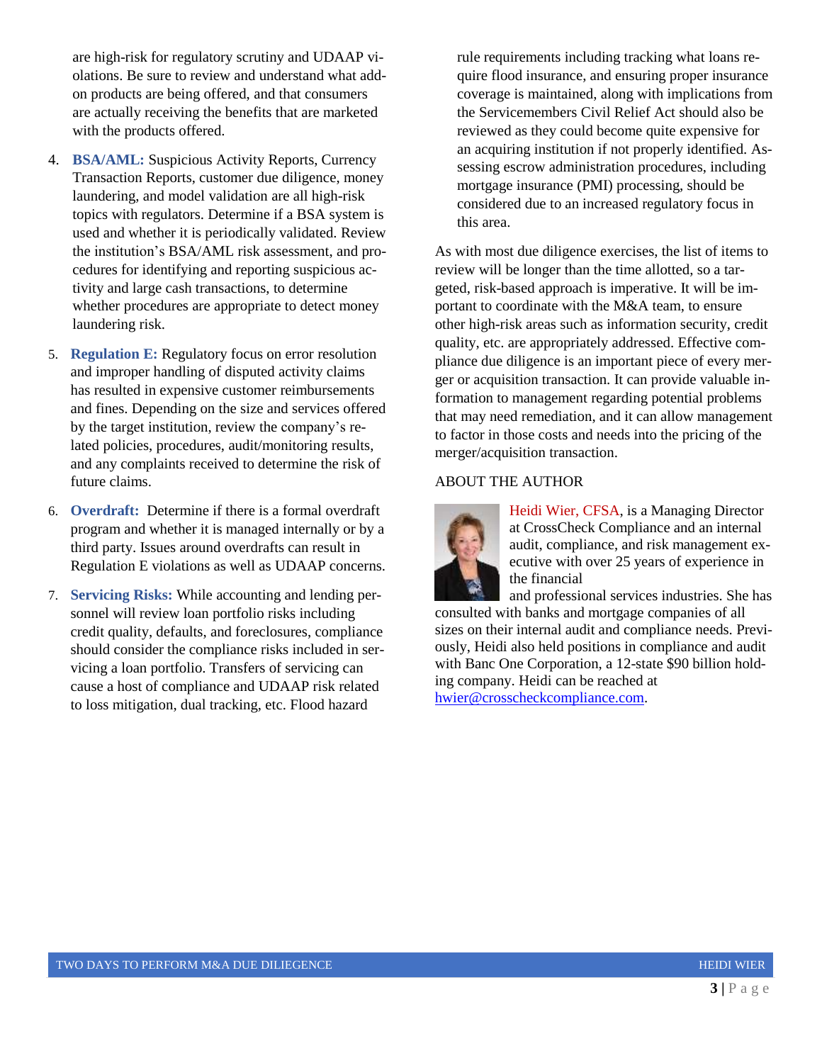are high-risk for regulatory scrutiny and UDAAP violations. Be sure to review and understand what add-on products are being offered, and that consumers are actually receiving the benefits that are marketed with the products offered.

4. **BSA/AML:** Suspicious Activity Reports, Currency Transaction Reports, customer due diligence, money laundering, and model validation are all high-risk topics with regulators. Determine if a BSA system is used and whether it is periodically validated. Review the institution's BSA/AML risk assessment, and procedures for identifying and reporting suspicious activity and large cash transactions, to determine whether procedures are appropriate to detect money laundering risk.

5. **Regulation E:** Regulatory focus on error resolution and improper handling of disputed activity claims has resulted in expensive customer reimbursements and fines. Depending on the size and services offered by the target institution, review the company's related policies, procedures, audit/monitoring results, and any complaints received to determine the risk of future claims.

6. **Overdraft:** Determine if there is a formal overdraft program and whether it is managed internally or by a third party. Issues around overdrafts can result in Regulation E violations as well as UDAAP concerns.

7. **Servicing Risks:** While accounting and lending personnel will review loan portfolio risks including credit quality, defaults, and foreclosures, compliance should consider the compliance risks included in servicing a loan portfolio. Transfers of servicing can cause a host of compliance and UDAAP risk related to loss mitigation, dual tracking, etc. Flood hazard rule requirements including tracking what loans require flood insurance, and ensuring proper insurance coverage is maintained, along with implications from the Servicemembers Civil Relief Act should also be reviewed as they could become quite expensive for an acquiring institution if not properly identified. Assessing escrow administration procedures, including mortgage insurance (PMI) processing, should be considered due to an increased regulatory focus in this area.

As with most due diligence exercises, the list of items to review will be longer than the time allotted, so a targeted, risk-based approach is imperative. It will be important to coordinate with the M&A team, to ensure other high-risk areas such as information security, credit quality, etc. are appropriately addressed. Effective compliance due diligence is an important piece of every merger or acquisition transaction. It can provide valuable information to management regarding potential problems that may need remediation, and it can allow management to factor in those costs and needs into the pricing of the merger/acquisition transaction.

## ABOUT THE AUTHOR

Heidi Wier, CFSA, is a Managing Director at CrossCheck Compliance and an internal audit, compliance, and risk management executive with over 25 years of experience in the financial and professional services industries. She has consulted with banks and mortgage companies of all sizes on their internal audit and compliance needs. Previously, Heidi also held positions in compliance and audit with Banc One Corporation, a 12-state $90 billion holding company. Heidi can be reached at hwier@crosscheckcompliance.com.